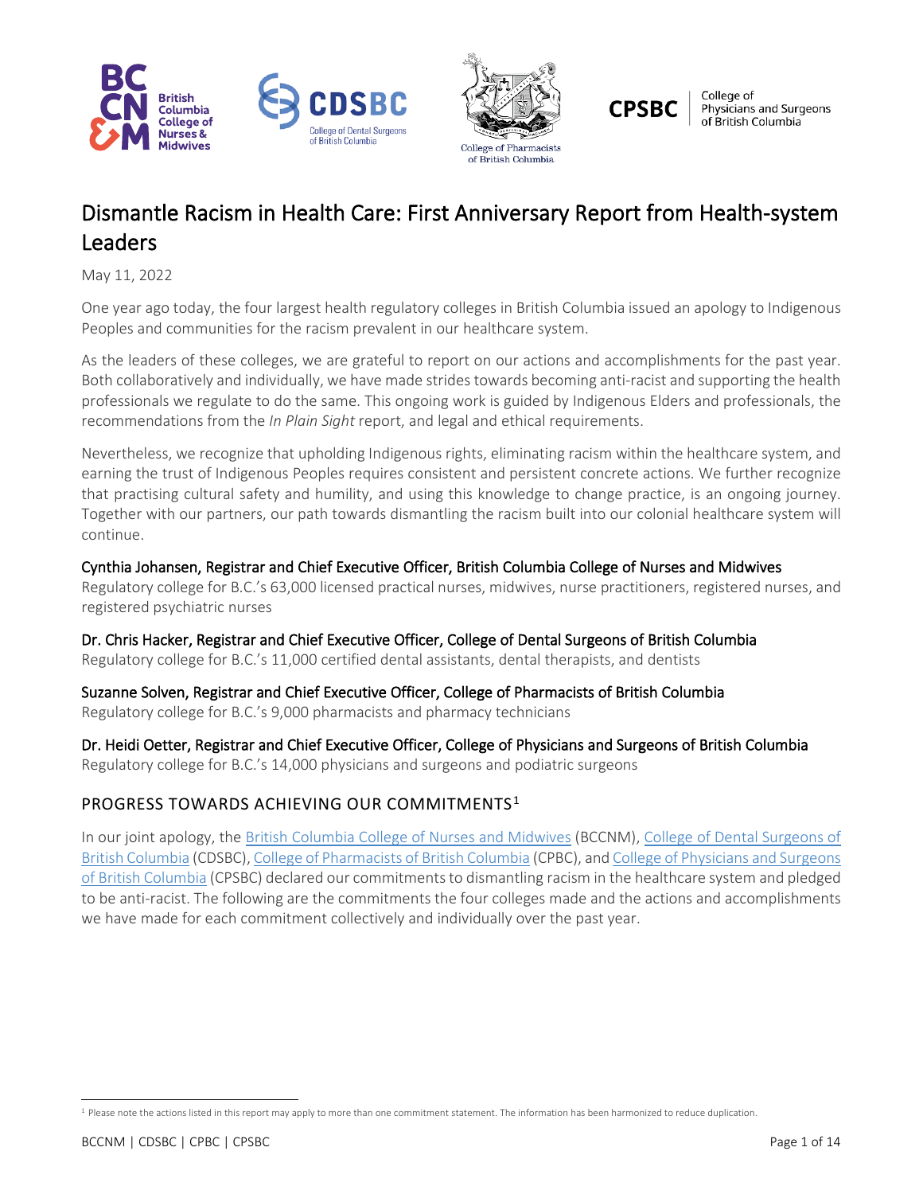# Dismantle Racism in Health Care: First Anniversary Report from Health-system Leaders

May 11, 2022

One year ago today, the four largest health regulatory colleges in British Columbia issued an apology to Indigenous Peoples and communities for the racism prevalent in our healthcare system.

As the leaders of these colleges, we are grateful to report on our actions and accomplishments for the past year. Both collaboratively and individually, we have made strides towards becoming anti-racist and supporting the health professionals we regulate to do the same. This ongoing work is guided by Indigenous Elders and professionals, the recommendations from the *In Plain Sight* report, and legal and ethical requirements.

Nevertheless, we recognize that upholding Indigenous rights, eliminating racism within the healthcare system, and earning the trust of Indigenous Peoples requires consistent and persistent concrete actions. We further recognize that practising cultural safety and humility, and using this knowledge to change practice, is an ongoing journey. Together with our partners, our path towards dismantling the racism built into our colonial healthcare system will continue.

Cynthia Johansen, Registrar and Chief Executive Officer, British Columbia College of Nurses and Midwives
Regulatory college for B.C.'s 63,000 licensed practical nurses, midwives, nurse practitioners, registered nurses, and registered psychiatric nurses

Dr. Chris Hacker, Registrar and Chief Executive Officer, College of Dental Surgeons of British Columbia
Regulatory college for B.C.'s 11,000 certified dental assistants, dental therapists, and dentists

Suzanne Solven, Registrar and Chief Executive Officer, College of Pharmacists of British Columbia
Regulatory college for B.C.'s 9,000 pharmacists and pharmacy technicians

Dr. Heidi Oetter, Registrar and Chief Executive Officer, College of Physicians and Surgeons of British Columbia
Regulatory college for B.C.'s 14,000 physicians and surgeons and podiatric surgeons

## PROGRESS TOWARDS ACHIEVING OUR COMMITMENTS[1]

In our joint apology, the British Columbia College of Nurses and Midwives (BCCNM), College of Dental Surgeons of British Columbia (CDSBC), College of Pharmacists of British Columbia (CPBC), and College of Physicians and Surgeons of British Columbia (CPSBC) declared our commitments to dismantling racism in the healthcare system and pledged to be anti-racist. The following are the commitments the four colleges made and the actions and accomplishments we have made for each commitment collectively and individually over the past year.

[1] Please note the actions listed in this report may apply to more than one commitment statement. The information has been harmonized to reduce duplication.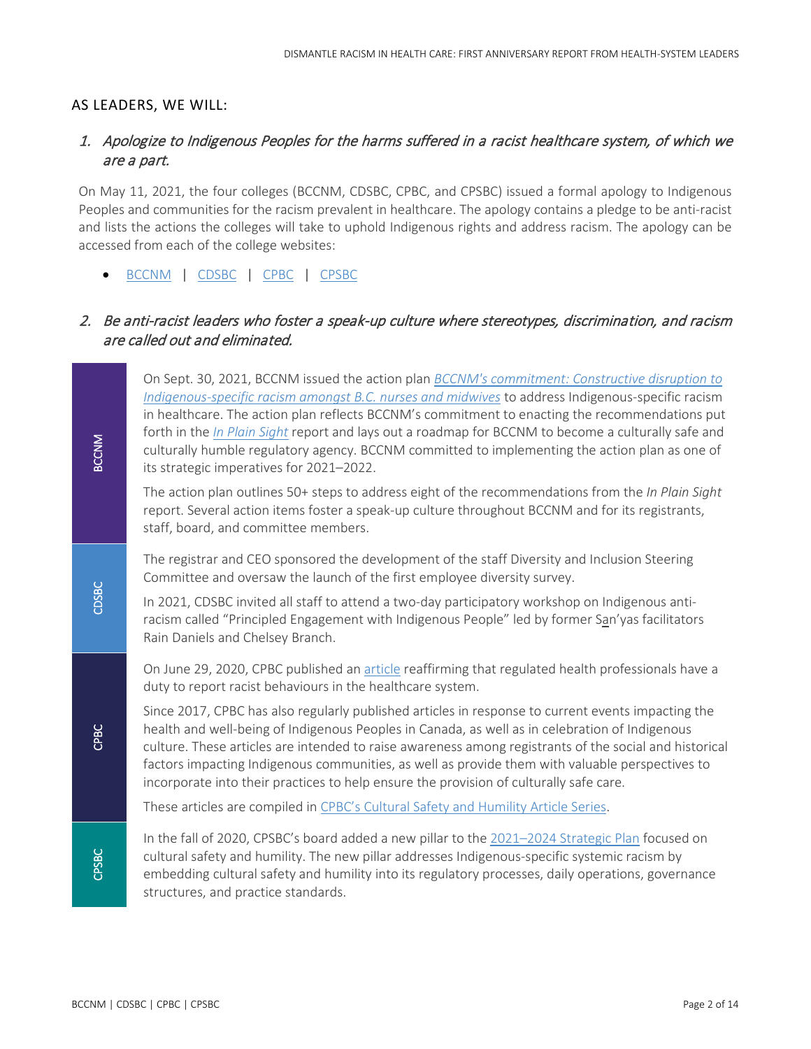## AS LEADERS, WE WILL:

### *1. Apologize to Indigenous Peoples for the harms suffered in a racist healthcare system, of which we are a part.*

On May 11, 2021, the four colleges (BCCNM, CDSBC, CPBC, and CPSBC) issued a formal apology to Indigenous Peoples and communities for the racism prevalent in healthcare. The apology contains a pledge to be anti-racist and lists the actions the colleges will take to uphold Indigenous rights and address racism. The apology can be accessed from each of the college websites:

- BCCNM | CDSBC | CPBC | CPSBC

### *2. Be anti-racist leaders who foster a speak-up culture where stereotypes, discrimination, and racism are called out and eliminated.*

**BCCNM**

On Sept. 30, 2021, BCCNM issued the action plan *BCCNM's commitment: Constructive disruption to Indigenous-specific racism amongst B.C. nurses and midwives* to address Indigenous-specific racism in healthcare. The action plan reflects BCCNM's commitment to enacting the recommendations put forth in the *In Plain Sight* report and lays out a roadmap for BCCNM to become a culturally safe and culturally humble regulatory agency. BCCNM committed to implementing the action plan as one of its strategic imperatives for 2021–2022.

The action plan outlines 50+ steps to address eight of the recommendations from the *In Plain Sight* report. Several action items foster a speak-up culture throughout BCCNM and for its registrants, staff, board, and committee members.

**CDSBC**

The registrar and CEO sponsored the development of the staff Diversity and Inclusion Steering Committee and oversaw the launch of the first employee diversity survey.

In 2021, CDSBC invited all staff to attend a two-day participatory workshop on Indigenous anti-racism called "Principled Engagement with Indigenous People" led by former Sa̱n'yas facilitators Rain Daniels and Chelsey Branch.

**CPBC**

On June 29, 2020, CPBC published an article reaffirming that regulated health professionals have a duty to report racist behaviours in the healthcare system.

Since 2017, CPBC has also regularly published articles in response to current events impacting the health and well-being of Indigenous Peoples in Canada, as well as in celebration of Indigenous culture. These articles are intended to raise awareness among registrants of the social and historical factors impacting Indigenous communities, as well as provide them with valuable perspectives to incorporate into their practices to help ensure the provision of culturally safe care.

These articles are compiled in CPBC's Cultural Safety and Humility Article Series.

**CPSBC**

In the fall of 2020, CPSBC's board added a new pillar to the 2021–2024 Strategic Plan focused on cultural safety and humility. The new pillar addresses Indigenous-specific systemic racism by embedding cultural safety and humility into its regulatory processes, daily operations, governance structures, and practice standards.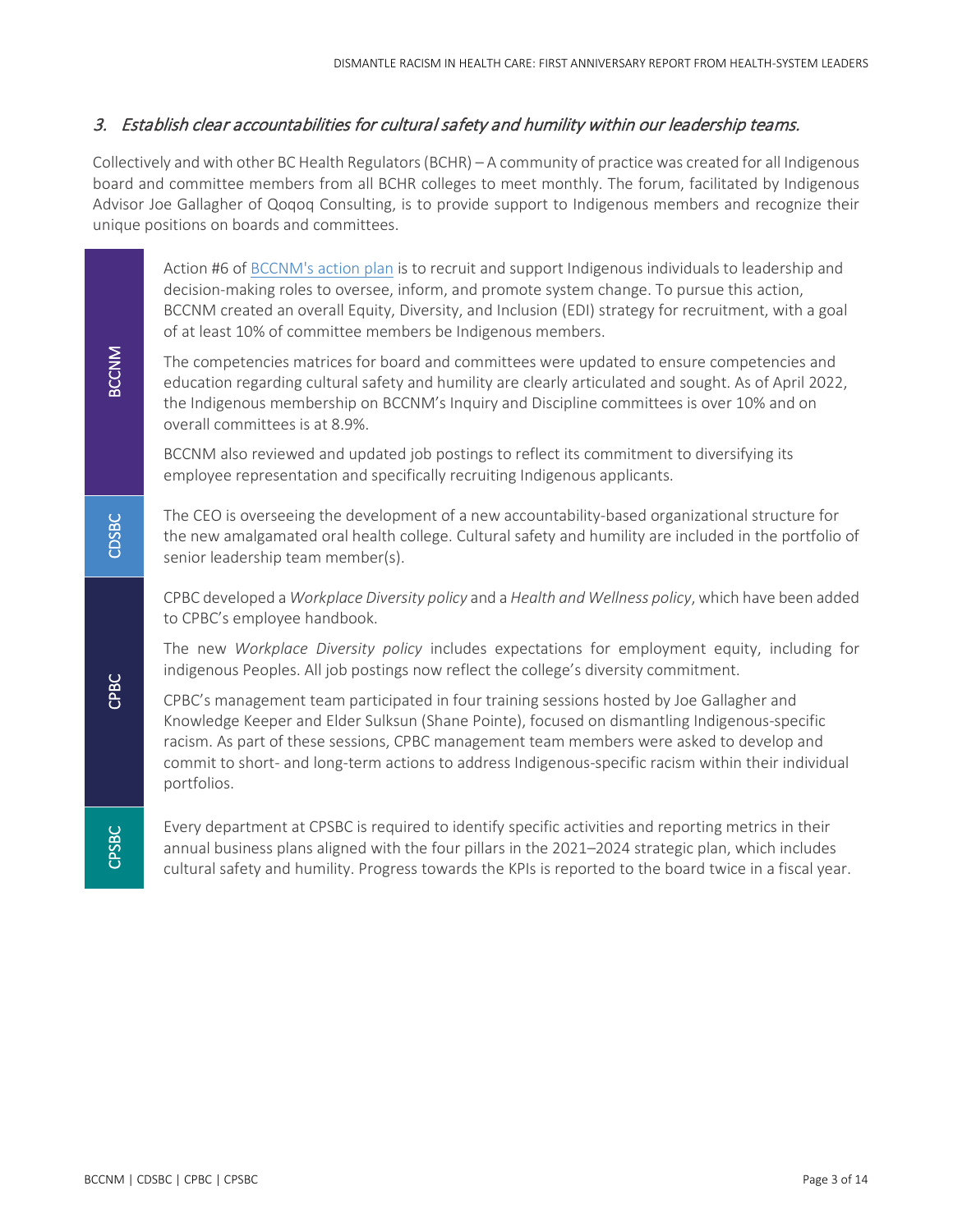### *3. Establish clear accountabilities for cultural safety and humility within our leadership teams.*

Collectively and with other BC Health Regulators (BCHR) – A community of practice was created for all Indigenous board and committee members from all BCHR colleges to meet monthly. The forum, facilitated by Indigenous Advisor Joe Gallagher of Qoqoq Consulting, is to provide support to Indigenous members and recognize their unique positions on boards and committees.

**BCCNM**

Action #6 of [BCCNM's action plan](#) is to recruit and support Indigenous individuals to leadership and decision-making roles to oversee, inform, and promote system change. To pursue this action, BCCNM created an overall Equity, Diversity, and Inclusion (EDI) strategy for recruitment, with a goal of at least 10% of committee members be Indigenous members.

The competencies matrices for board and committees were updated to ensure competencies and education regarding cultural safety and humility are clearly articulated and sought. As of April 2022, the Indigenous membership on BCCNM's Inquiry and Discipline committees is over 10% and on overall committees is at 8.9%.

BCCNM also reviewed and updated job postings to reflect its commitment to diversifying its employee representation and specifically recruiting Indigenous applicants.

**CDSBC**

The CEO is overseeing the development of a new accountability-based organizational structure for the new amalgamated oral health college. Cultural safety and humility are included in the portfolio of senior leadership team member(s).

**CPBC**

CPBC developed a *Workplace Diversity policy* and a *Health and Wellness policy*, which have been added to CPBC's employee handbook.

The new *Workplace Diversity policy* includes expectations for employment equity, including for indigenous Peoples. All job postings now reflect the college's diversity commitment.

CPBC's management team participated in four training sessions hosted by Joe Gallagher and Knowledge Keeper and Elder Sulksun (Shane Pointe), focused on dismantling Indigenous-specific racism. As part of these sessions, CPBC management team members were asked to develop and commit to short- and long-term actions to address Indigenous-specific racism within their individual portfolios.

**CPSBC**

Every department at CPSBC is required to identify specific activities and reporting metrics in their annual business plans aligned with the four pillars in the 2021–2024 strategic plan, which includes cultural safety and humility. Progress towards the KPIs is reported to the board twice in a fiscal year.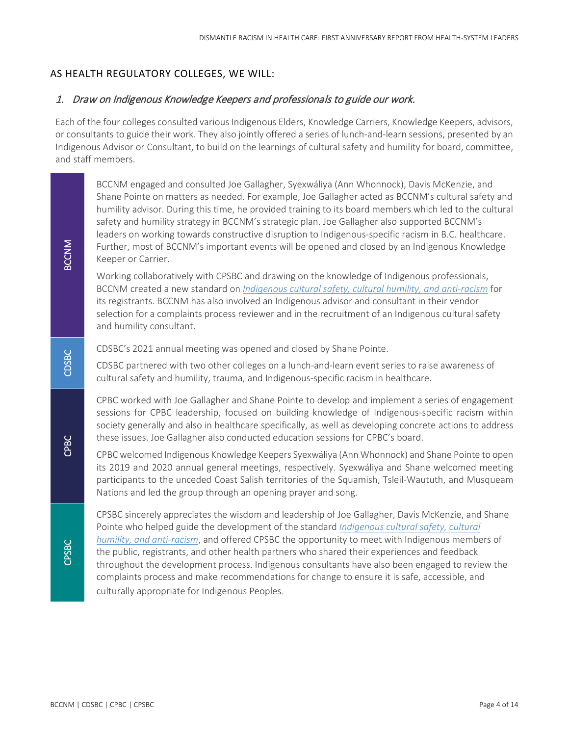## AS HEALTH REGULATORY COLLEGES, WE WILL:

### 1. *Draw on Indigenous Knowledge Keepers and professionals to guide our work.*

Each of the four colleges consulted various Indigenous Elders, Knowledge Carriers, Knowledge Keepers, advisors, or consultants to guide their work. They also jointly offered a series of lunch-and-learn sessions, presented by an Indigenous Advisor or Consultant, to build on the learnings of cultural safety and humility for board, committee, and staff members.

**BCCNM**

BCCNM engaged and consulted Joe Gallagher, Syexwáliya (Ann Whonnock), Davis McKenzie, and Shane Pointe on matters as needed. For example, Joe Gallagher acted as BCCNM's cultural safety and humility advisor. During this time, he provided training to its board members which led to the cultural safety and humility strategy in BCCNM's strategic plan. Joe Gallagher also supported BCCNM's leaders on working towards constructive disruption to Indigenous-specific racism in B.C. healthcare. Further, most of BCCNM's important events will be opened and closed by an Indigenous Knowledge Keeper or Carrier.

Working collaboratively with CPSBC and drawing on the knowledge of Indigenous professionals, BCCNM created a new standard on *Indigenous cultural safety, cultural humility, and anti-racism* for its registrants. BCCNM has also involved an Indigenous advisor and consultant in their vendor selection for a complaints process reviewer and in the recruitment of an Indigenous cultural safety and humility consultant.

**CDSBC**

CDSBC's 2021 annual meeting was opened and closed by Shane Pointe.

CDSBC partnered with two other colleges on a lunch-and-learn event series to raise awareness of cultural safety and humility, trauma, and Indigenous-specific racism in healthcare.

**CPBC**

CPBC worked with Joe Gallagher and Shane Pointe to develop and implement a series of engagement sessions for CPBC leadership, focused on building knowledge of Indigenous-specific racism within society generally and also in healthcare specifically, as well as developing concrete actions to address these issues. Joe Gallagher also conducted education sessions for CPBC's board.

CPBC welcomed Indigenous Knowledge Keepers Syexwáliya (Ann Whonnock) and Shane Pointe to open its 2019 and 2020 annual general meetings, respectively. Syexwáliya and Shane welcomed meeting participants to the unceded Coast Salish territories of the Squamish, Tsleil-Waututh, and Musqueam Nations and led the group through an opening prayer and song.

**CPSBC**

CPSBC sincerely appreciates the wisdom and leadership of Joe Gallagher, Davis McKenzie, and Shane Pointe who helped guide the development of the standard *Indigenous cultural safety, cultural humility, and anti-racism*, and offered CPSBC the opportunity to meet with Indigenous members of the public, registrants, and other health partners who shared their experiences and feedback throughout the development process. Indigenous consultants have also been engaged to review the complaints process and make recommendations for change to ensure it is safe, accessible, and culturally appropriate for Indigenous Peoples.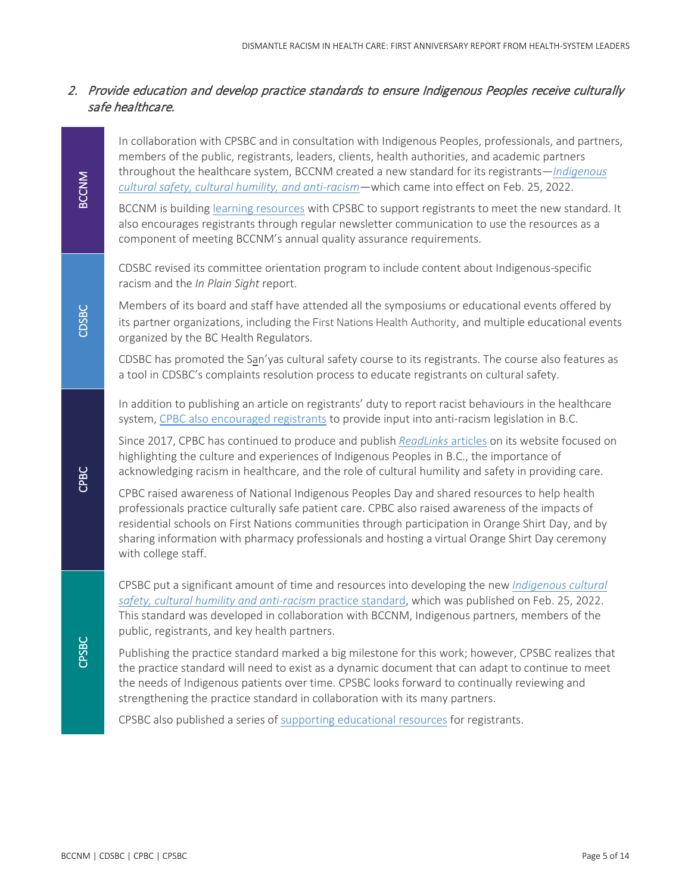## 2. *Provide education and develop practice standards to ensure Indigenous Peoples receive culturally safe healthcare.*

**BCCNM**

In collaboration with CPSBC and in consultation with Indigenous Peoples, professionals, and partners, members of the public, registrants, leaders, clients, health authorities, and academic partners throughout the healthcare system, BCCNM created a new standard for its registrants—*Indigenous cultural safety, cultural humility, and anti-racism*—which came into effect on Feb. 25, 2022.

BCCNM is building learning resources with CPSBC to support registrants to meet the new standard. It also encourages registrants through regular newsletter communication to use the resources as a component of meeting BCCNM's annual quality assurance requirements.

**CDSBC**

CDSBC revised its committee orientation program to include content about Indigenous-specific racism and the *In Plain Sight* report.

Members of its board and staff have attended all the symposiums or educational events offered by its partner organizations, including the First Nations Health Authority, and multiple educational events organized by the BC Health Regulators.

CDSBC has promoted the San'yas cultural safety course to its registrants. The course also features as a tool in CDSBC's complaints resolution process to educate registrants on cultural safety.

**CPBC**

In addition to publishing an article on registrants' duty to report racist behaviours in the healthcare system, CPBC also encouraged registrants to provide input into anti-racism legislation in B.C.

Since 2017, CPBC has continued to produce and publish *ReadLinks* articles on its website focused on highlighting the culture and experiences of Indigenous Peoples in B.C., the importance of acknowledging racism in healthcare, and the role of cultural humility and safety in providing care.

CPBC raised awareness of National Indigenous Peoples Day and shared resources to help health professionals practice culturally safe patient care. CPBC also raised awareness of the impacts of residential schools on First Nations communities through participation in Orange Shirt Day, and by sharing information with pharmacy professionals and hosting a virtual Orange Shirt Day ceremony with college staff.

**CPSBC**

CPSBC put a significant amount of time and resources into developing the new *Indigenous cultural safety, cultural humility and anti-racism* practice standard, which was published on Feb. 25, 2022. This standard was developed in collaboration with BCCNM, Indigenous partners, members of the public, registrants, and key health partners.

Publishing the practice standard marked a big milestone for this work; however, CPSBC realizes that the practice standard will need to exist as a dynamic document that can adapt to continue to meet the needs of Indigenous patients over time. CPSBC looks forward to continually reviewing and strengthening the practice standard in collaboration with its many partners.

CPSBC also published a series of supporting educational resources for registrants.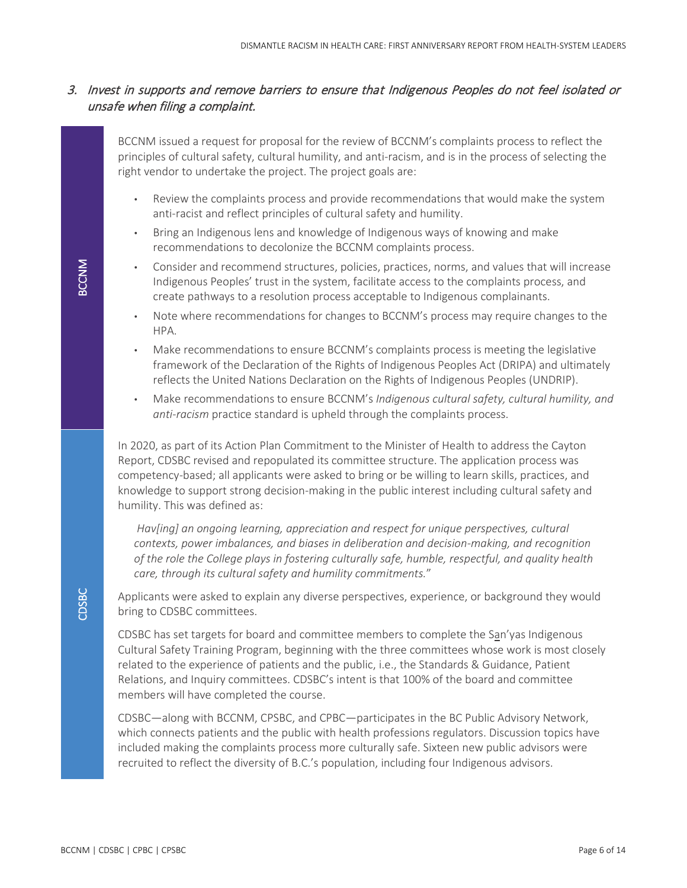### 3. *Invest in supports and remove barriers to ensure that Indigenous Peoples do not feel isolated or unsafe when filing a complaint.*

**BCCNM**

BCCNM issued a request for proposal for the review of BCCNM's complaints process to reflect the principles of cultural safety, cultural humility, and anti-racism, and is in the process of selecting the right vendor to undertake the project. The project goals are:

- Review the complaints process and provide recommendations that would make the system anti-racist and reflect principles of cultural safety and humility.
- Bring an Indigenous lens and knowledge of Indigenous ways of knowing and make recommendations to decolonize the BCCNM complaints process.
- Consider and recommend structures, policies, practices, norms, and values that will increase Indigenous Peoples' trust in the system, facilitate access to the complaints process, and create pathways to a resolution process acceptable to Indigenous complainants.
- Note where recommendations for changes to BCCNM's process may require changes to the HPA.
- Make recommendations to ensure BCCNM's complaints process is meeting the legislative framework of the Declaration of the Rights of Indigenous Peoples Act (DRIPA) and ultimately reflects the United Nations Declaration on the Rights of Indigenous Peoples (UNDRIP).
- Make recommendations to ensure BCCNM's *Indigenous cultural safety, cultural humility, and anti-racism* practice standard is upheld through the complaints process.

**CDSBC**

In 2020, as part of its Action Plan Commitment to the Minister of Health to address the Cayton Report, CDSBC revised and repopulated its committee structure. The application process was competency-based; all applicants were asked to bring or be willing to learn skills, practices, and knowledge to support strong decision-making in the public interest including cultural safety and humility. This was defined as:

> *Hav[ing] an ongoing learning, appreciation and respect for unique perspectives, cultural contexts, power imbalances, and biases in deliberation and decision-making, and recognition of the role the College plays in fostering culturally safe, humble, respectful, and quality health care, through its cultural safety and humility commitments.*"

Applicants were asked to explain any diverse perspectives, experience, or background they would bring to CDSBC committees.

CDSBC has set targets for board and committee members to complete the San'yas Indigenous Cultural Safety Training Program, beginning with the three committees whose work is most closely related to the experience of patients and the public, i.e., the Standards & Guidance, Patient Relations, and Inquiry committees. CDSBC's intent is that 100% of the board and committee members will have completed the course.

CDSBC—along with BCCNM, CPSBC, and CPBC—participates in the BC Public Advisory Network, which connects patients and the public with health professions regulators. Discussion topics have included making the complaints process more culturally safe. Sixteen new public advisors were recruited to reflect the diversity of B.C.'s population, including four Indigenous advisors.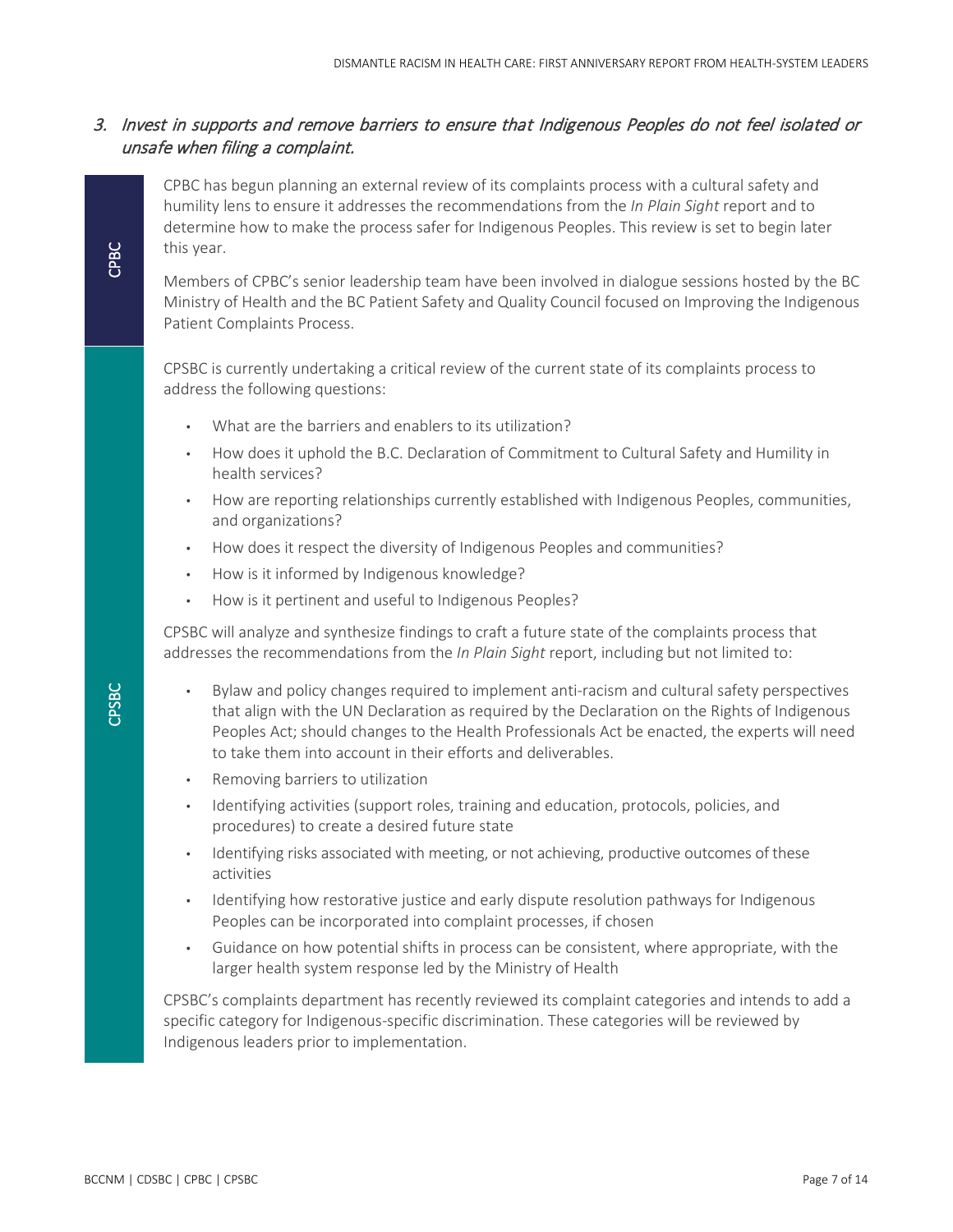### 3. *Invest in supports and remove barriers to ensure that Indigenous Peoples do not feel isolated or unsafe when filing a complaint.*

**CPBC**

CPBC has begun planning an external review of its complaints process with a cultural safety and humility lens to ensure it addresses the recommendations from the *In Plain Sight* report and to determine how to make the process safer for Indigenous Peoples. This review is set to begin later this year.

Members of CPBC's senior leadership team have been involved in dialogue sessions hosted by the BC Ministry of Health and the BC Patient Safety and Quality Council focused on Improving the Indigenous Patient Complaints Process.

**CPSBC**

CPSBC is currently undertaking a critical review of the current state of its complaints process to address the following questions:

- What are the barriers and enablers to its utilization?
- How does it uphold the B.C. Declaration of Commitment to Cultural Safety and Humility in health services?
- How are reporting relationships currently established with Indigenous Peoples, communities, and organizations?
- How does it respect the diversity of Indigenous Peoples and communities?
- How is it informed by Indigenous knowledge?
- How is it pertinent and useful to Indigenous Peoples?

CPSBC will analyze and synthesize findings to craft a future state of the complaints process that addresses the recommendations from the *In Plain Sight* report, including but not limited to:

- Bylaw and policy changes required to implement anti-racism and cultural safety perspectives that align with the UN Declaration as required by the Declaration on the Rights of Indigenous Peoples Act; should changes to the Health Professionals Act be enacted, the experts will need to take them into account in their efforts and deliverables.
- Removing barriers to utilization
- Identifying activities (support roles, training and education, protocols, policies, and procedures) to create a desired future state
- Identifying risks associated with meeting, or not achieving, productive outcomes of these activities
- Identifying how restorative justice and early dispute resolution pathways for Indigenous Peoples can be incorporated into complaint processes, if chosen
- Guidance on how potential shifts in process can be consistent, where appropriate, with the larger health system response led by the Ministry of Health

CPSBC's complaints department has recently reviewed its complaint categories and intends to add a specific category for Indigenous-specific discrimination. These categories will be reviewed by Indigenous leaders prior to implementation.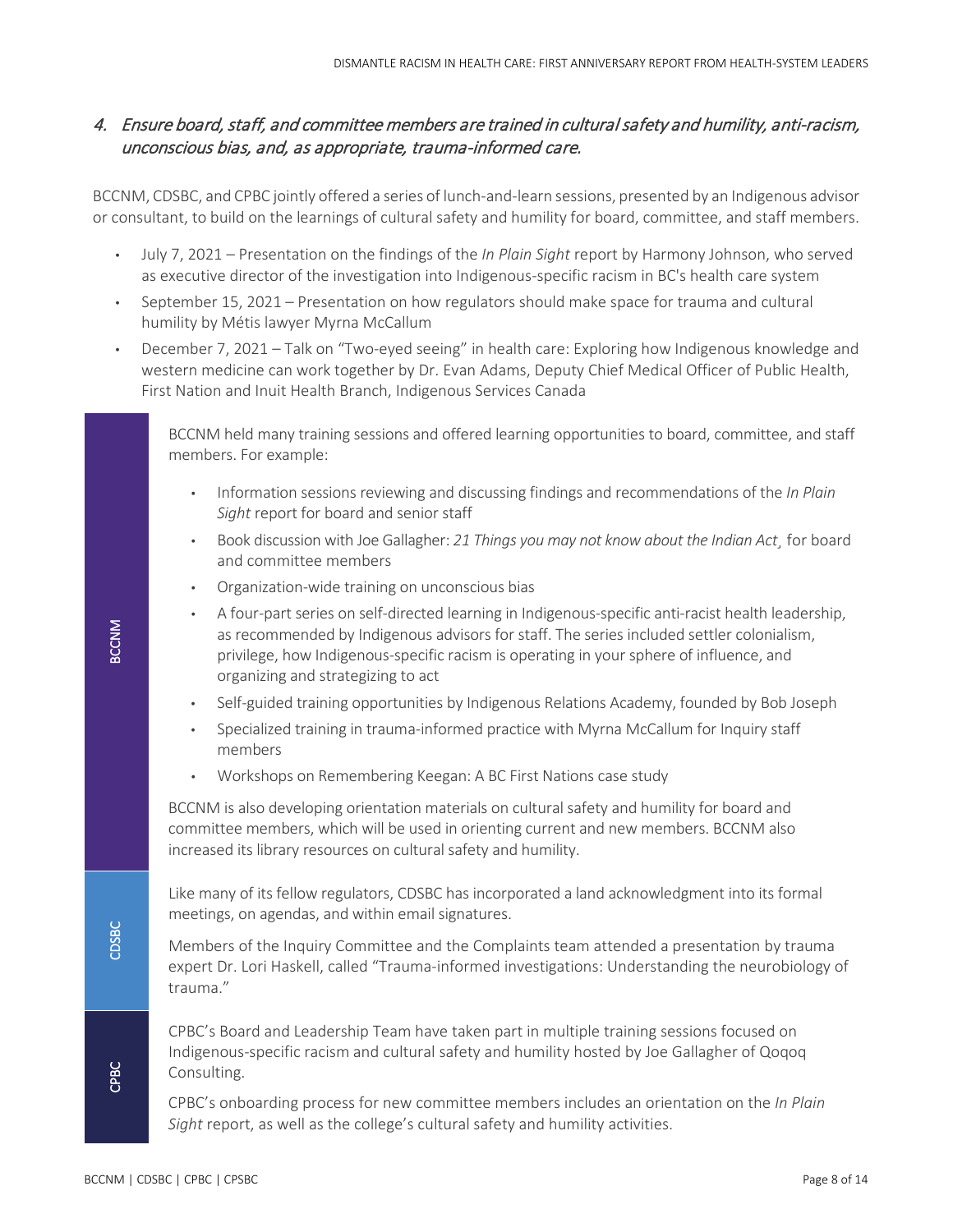## 4. *Ensure board, staff, and committee members are trained in cultural safety and humility, anti-racism, unconscious bias, and, as appropriate, trauma-informed care.*

BCCNM, CDSBC, and CPBC jointly offered a series of lunch-and-learn sessions, presented by an Indigenous advisor or consultant, to build on the learnings of cultural safety and humility for board, committee, and staff members.

- July 7, 2021 – Presentation on the findings of the *In Plain Sight* report by Harmony Johnson, who served as executive director of the investigation into Indigenous-specific racism in BC's health care system
- September 15, 2021 – Presentation on how regulators should make space for trauma and cultural humility by Métis lawyer Myrna McCallum
- December 7, 2021 – Talk on "Two-eyed seeing" in health care: Exploring how Indigenous knowledge and western medicine can work together by Dr. Evan Adams, Deputy Chief Medical Officer of Public Health, First Nation and Inuit Health Branch, Indigenous Services Canada

**BCCNM**

BCCNM held many training sessions and offered learning opportunities to board, committee, and staff members. For example:

- Information sessions reviewing and discussing findings and recommendations of the *In Plain Sight* report for board and senior staff
- Book discussion with Joe Gallagher: *21 Things you may not know about the Indian Act*¸ for board and committee members
- Organization-wide training on unconscious bias
- A four-part series on self-directed learning in Indigenous-specific anti-racist health leadership, as recommended by Indigenous advisors for staff. The series included settler colonialism, privilege, how Indigenous-specific racism is operating in your sphere of influence, and organizing and strategizing to act
- Self-guided training opportunities by Indigenous Relations Academy, founded by Bob Joseph
- Specialized training in trauma-informed practice with Myrna McCallum for Inquiry staff members
- Workshops on Remembering Keegan: A BC First Nations case study

BCCNM is also developing orientation materials on cultural safety and humility for board and committee members, which will be used in orienting current and new members. BCCNM also increased its library resources on cultural safety and humility.

**CDSBC**

Like many of its fellow regulators, CDSBC has incorporated a land acknowledgment into its formal meetings, on agendas, and within email signatures.

Members of the Inquiry Committee and the Complaints team attended a presentation by trauma expert Dr. Lori Haskell, called "Trauma-informed investigations: Understanding the neurobiology of trauma."

**CPBC**

CPBC's Board and Leadership Team have taken part in multiple training sessions focused on Indigenous-specific racism and cultural safety and humility hosted by Joe Gallagher of Qoqoq Consulting.

CPBC's onboarding process for new committee members includes an orientation on the *In Plain Sight* report, as well as the college's cultural safety and humility activities.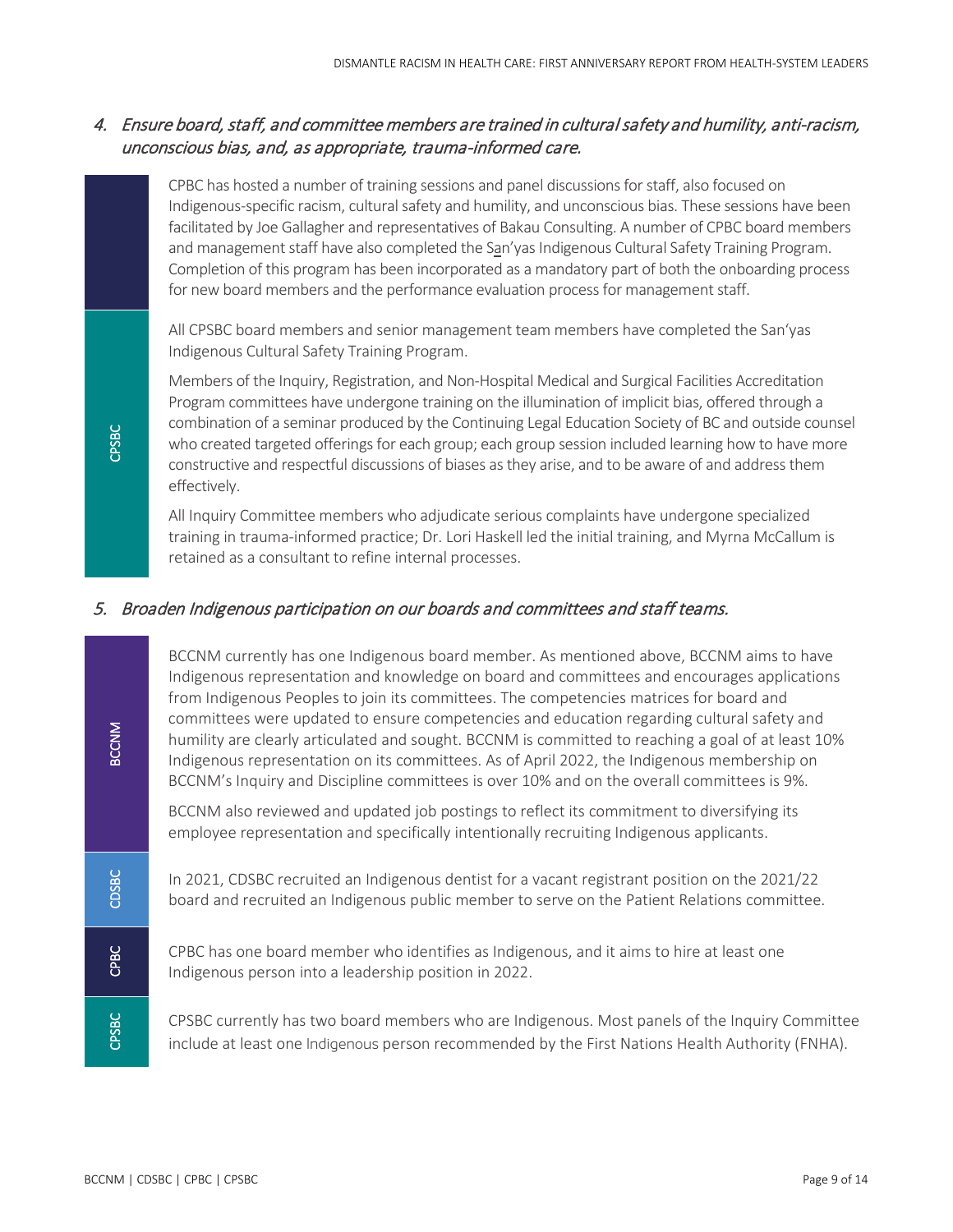### 4. *Ensure board, staff, and committee members are trained in cultural safety and humility, anti-racism, unconscious bias, and, as appropriate, trauma-informed care.*

**CPBC**

CPBC has hosted a number of training sessions and panel discussions for staff, also focused on Indigenous-specific racism, cultural safety and humility, and unconscious bias. These sessions have been facilitated by Joe Gallagher and representatives of Bakau Consulting. A number of CPBC board members and management staff have also completed the San'yas Indigenous Cultural Safety Training Program. Completion of this program has been incorporated as a mandatory part of both the onboarding process for new board members and the performance evaluation process for management staff.

**CPSBC**

All CPSBC board members and senior management team members have completed the San'yas Indigenous Cultural Safety Training Program.

Members of the Inquiry, Registration, and Non-Hospital Medical and Surgical Facilities Accreditation Program committees have undergone training on the illumination of implicit bias, offered through a combination of a seminar produced by the Continuing Legal Education Society of BC and outside counsel who created targeted offerings for each group; each group session included learning how to have more constructive and respectful discussions of biases as they arise, and to be aware of and address them effectively.

All Inquiry Committee members who adjudicate serious complaints have undergone specialized training in trauma-informed practice; Dr. Lori Haskell led the initial training, and Myrna McCallum is retained as a consultant to refine internal processes.

### 5. *Broaden Indigenous participation on our boards and committees and staff teams.*

**BCCNM**

BCCNM currently has one Indigenous board member. As mentioned above, BCCNM aims to have Indigenous representation and knowledge on board and committees and encourages applications from Indigenous Peoples to join its committees. The competencies matrices for board and committees were updated to ensure competencies and education regarding cultural safety and humility are clearly articulated and sought. BCCNM is committed to reaching a goal of at least 10% Indigenous representation on its committees. As of April 2022, the Indigenous membership on BCCNM's Inquiry and Discipline committees is over 10% and on the overall committees is 9%.

BCCNM also reviewed and updated job postings to reflect its commitment to diversifying its employee representation and specifically intentionally recruiting Indigenous applicants.

**CDSBC**

In 2021, CDSBC recruited an Indigenous dentist for a vacant registrant position on the 2021/22 board and recruited an Indigenous public member to serve on the Patient Relations committee.

**CPBC**

CPBC has one board member who identifies as Indigenous, and it aims to hire at least one Indigenous person into a leadership position in 2022.

**CPSBC**

CPSBC currently has two board members who are Indigenous. Most panels of the Inquiry Committee include at least one Indigenous person recommended by the First Nations Health Authority (FNHA).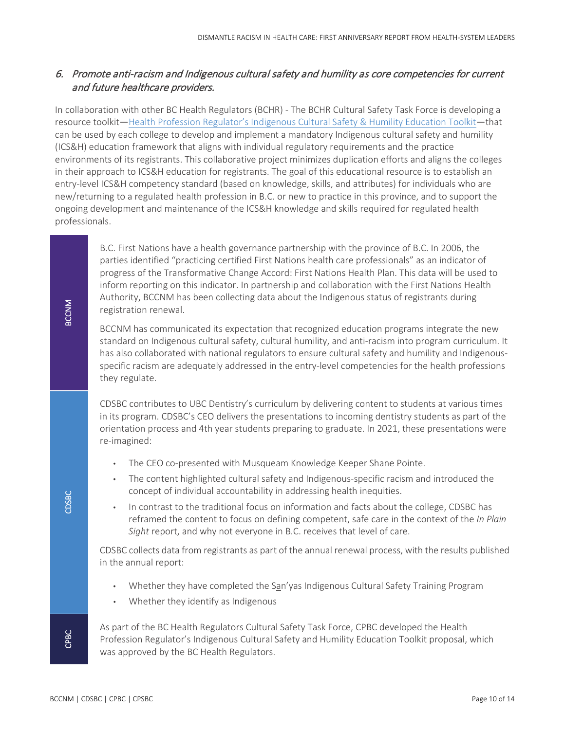## 6. *Promote anti-racism and Indigenous cultural safety and humility as core competencies for current and future healthcare providers.*

In collaboration with other BC Health Regulators (BCHR) - The BCHR Cultural Safety Task Force is developing a resource toolkit—Health Profession Regulator's Indigenous Cultural Safety & Humility Education Toolkit—that can be used by each college to develop and implement a mandatory Indigenous cultural safety and humility (ICS&H) education framework that aligns with individual regulatory requirements and the practice environments of its registrants. This collaborative project minimizes duplication efforts and aligns the colleges in their approach to ICS&H education for registrants. The goal of this educational resource is to establish an entry-level ICS&H competency standard (based on knowledge, skills, and attributes) for individuals who are new/returning to a regulated health profession in B.C. or new to practice in this province, and to support the ongoing development and maintenance of the ICS&H knowledge and skills required for regulated health professionals.

**BCCNM**

B.C. First Nations have a health governance partnership with the province of B.C. In 2006, the parties identified "practicing certified First Nations health care professionals" as an indicator of progress of the Transformative Change Accord: First Nations Health Plan. This data will be used to inform reporting on this indicator. In partnership and collaboration with the First Nations Health Authority, BCCNM has been collecting data about the Indigenous status of registrants during registration renewal.

BCCNM has communicated its expectation that recognized education programs integrate the new standard on Indigenous cultural safety, cultural humility, and anti-racism into program curriculum. It has also collaborated with national regulators to ensure cultural safety and humility and Indigenous-specific racism are adequately addressed in the entry-level competencies for the health professions they regulate.

**CDSBC**

CDSBC contributes to UBC Dentistry's curriculum by delivering content to students at various times in its program. CDSBC's CEO delivers the presentations to incoming dentistry students as part of the orientation process and 4th year students preparing to graduate. In 2021, these presentations were re-imagined:

- The CEO co-presented with Musqueam Knowledge Keeper Shane Pointe.
- The content highlighted cultural safety and Indigenous-specific racism and introduced the concept of individual accountability in addressing health inequities.
- In contrast to the traditional focus on information and facts about the college, CDSBC has reframed the content to focus on defining competent, safe care in the context of the *In Plain Sight* report, and why not everyone in B.C. receives that level of care.

CDSBC collects data from registrants as part of the annual renewal process, with the results published in the annual report:

- Whether they have completed the Sa̲n'yas Indigenous Cultural Safety Training Program
- Whether they identify as Indigenous

**CPBC**

As part of the BC Health Regulators Cultural Safety Task Force, CPBC developed the Health Profession Regulator's Indigenous Cultural Safety and Humility Education Toolkit proposal, which was approved by the BC Health Regulators.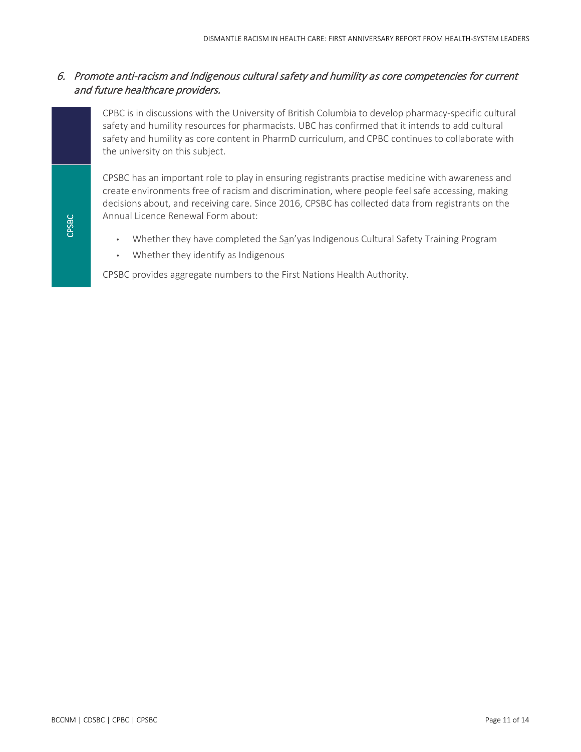*6. Promote anti-racism and Indigenous cultural safety and humility as core competencies for current and future healthcare providers.*

CPBC is in discussions with the University of British Columbia to develop pharmacy-specific cultural safety and humility resources for pharmacists. UBC has confirmed that it intends to add cultural safety and humility as core content in PharmD curriculum, and CPBC continues to collaborate with the university on this subject.

**CPSBC**

CPSBC has an important role to play in ensuring registrants practise medicine with awareness and create environments free of racism and discrimination, where people feel safe accessing, making decisions about, and receiving care. Since 2016, CPSBC has collected data from registrants on the Annual Licence Renewal Form about:

- Whether they have completed the Sa̲n'yas Indigenous Cultural Safety Training Program
- Whether they identify as Indigenous

CPSBC provides aggregate numbers to the First Nations Health Authority.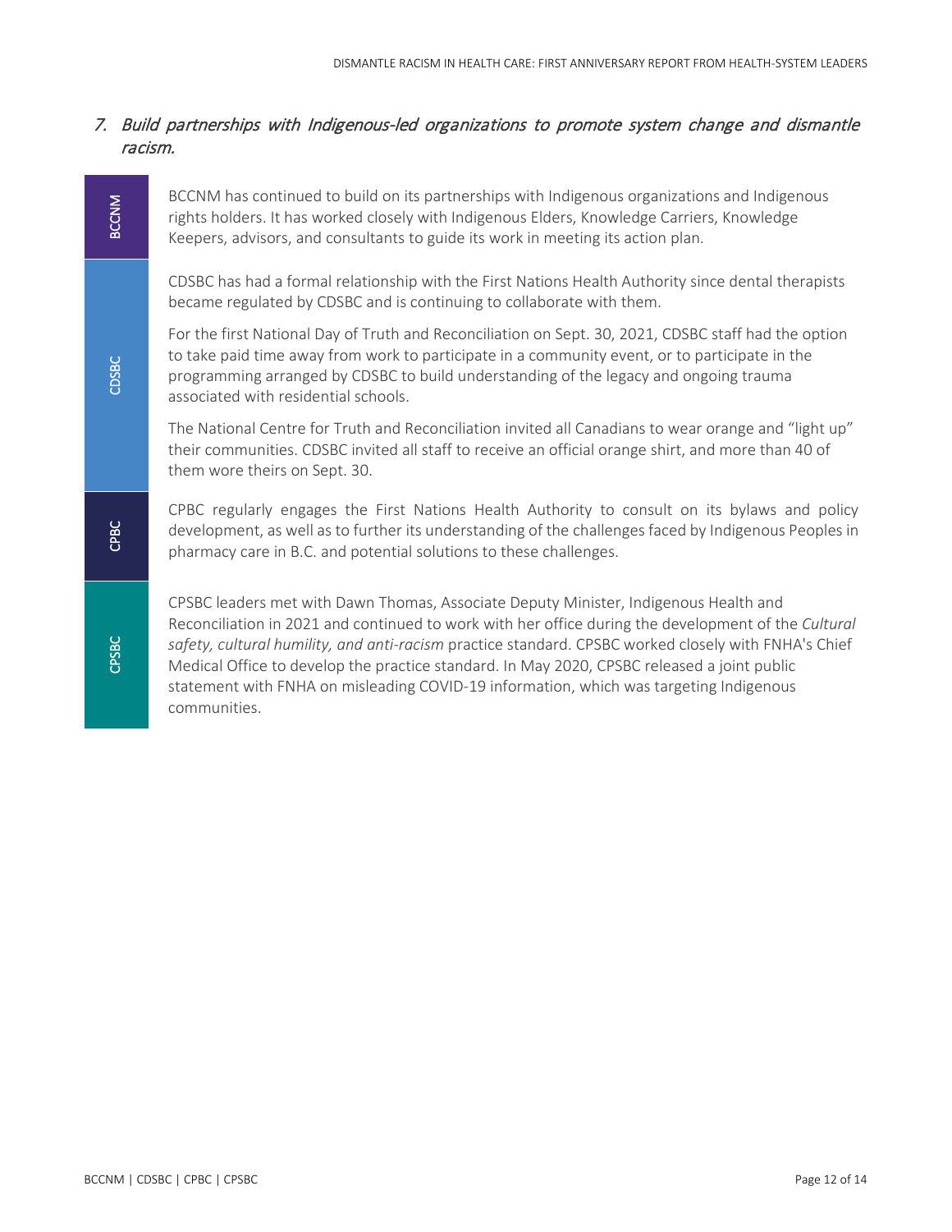## *7. Build partnerships with Indigenous-led organizations to promote system change and dismantle racism.*

**BCCNM**

BCCNM has continued to build on its partnerships with Indigenous organizations and Indigenous rights holders. It has worked closely with Indigenous Elders, Knowledge Carriers, Knowledge Keepers, advisors, and consultants to guide its work in meeting its action plan.

**CDSBC**

CDSBC has had a formal relationship with the First Nations Health Authority since dental therapists became regulated by CDSBC and is continuing to collaborate with them.

For the first National Day of Truth and Reconciliation on Sept. 30, 2021, CDSBC staff had the option to take paid time away from work to participate in a community event, or to participate in the programming arranged by CDSBC to build understanding of the legacy and ongoing trauma associated with residential schools.

The National Centre for Truth and Reconciliation invited all Canadians to wear orange and "light up" their communities. CDSBC invited all staff to receive an official orange shirt, and more than 40 of them wore theirs on Sept. 30.

**CPBC**

CPBC regularly engages the First Nations Health Authority to consult on its bylaws and policy development, as well as to further its understanding of the challenges faced by Indigenous Peoples in pharmacy care in B.C. and potential solutions to these challenges.

**CPSBC**

CPSBC leaders met with Dawn Thomas, Associate Deputy Minister, Indigenous Health and Reconciliation in 2021 and continued to work with her office during the development of the *Cultural safety, cultural humility, and anti-racism* practice standard. CPSBC worked closely with FNHA's Chief Medical Office to develop the practice standard. In May 2020, CPSBC released a joint public statement with FNHA on misleading COVID-19 information, which was targeting Indigenous communities.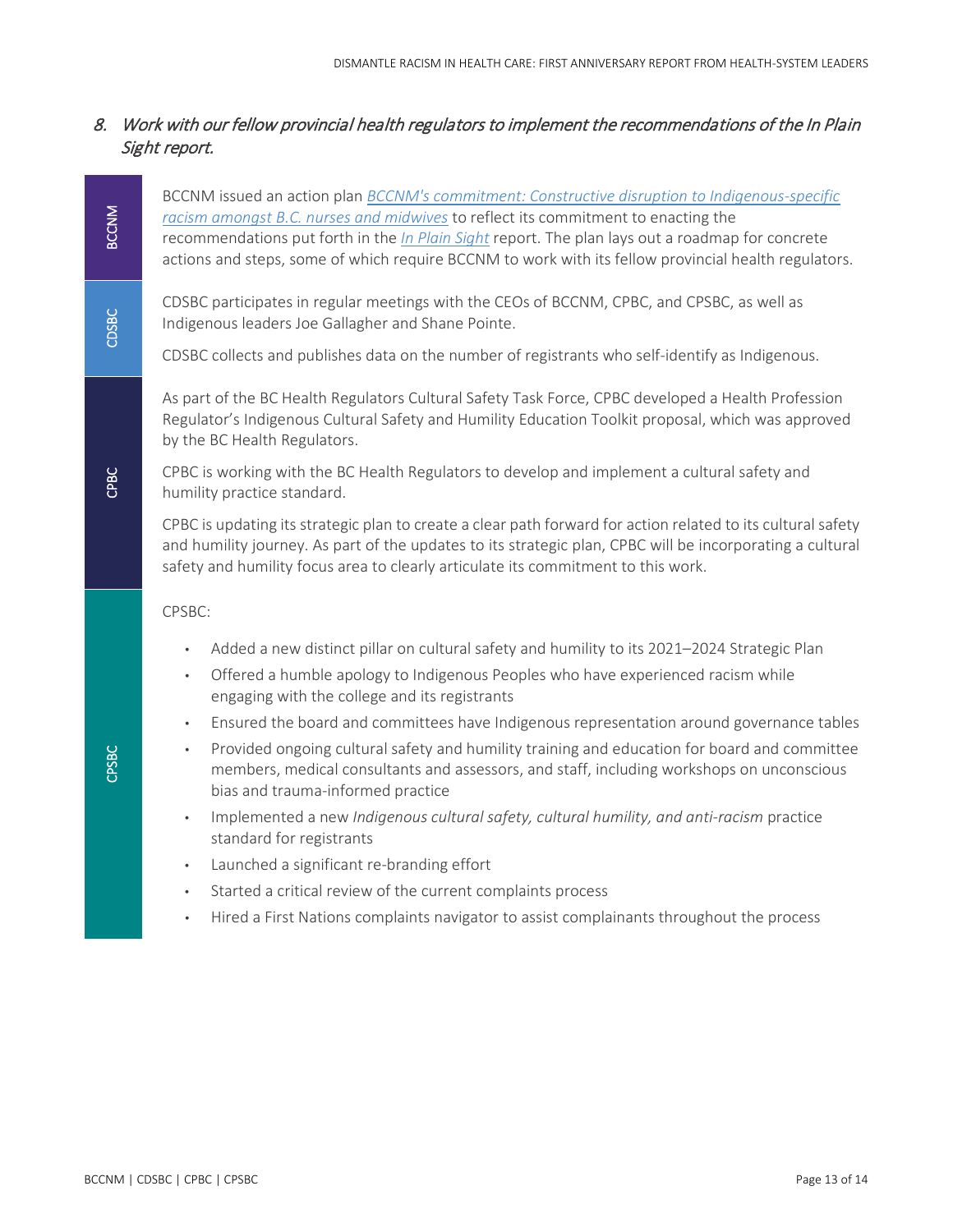## 8. *Work with our fellow provincial health regulators to implement the recommendations of the In Plain Sight report.*

**BCCNM**

BCCNM issued an action plan *BCCNM's commitment: Constructive disruption to Indigenous-specific racism amongst B.C. nurses and midwives* to reflect its commitment to enacting the recommendations put forth in the *In Plain Sight* report. The plan lays out a roadmap for concrete actions and steps, some of which require BCCNM to work with its fellow provincial health regulators.

**CDSBC**

CDSBC participates in regular meetings with the CEOs of BCCNM, CPBC, and CPSBC, as well as Indigenous leaders Joe Gallagher and Shane Pointe.

CDSBC collects and publishes data on the number of registrants who self-identify as Indigenous.

**CPBC**

As part of the BC Health Regulators Cultural Safety Task Force, CPBC developed a Health Profession Regulator's Indigenous Cultural Safety and Humility Education Toolkit proposal, which was approved by the BC Health Regulators.

CPBC is working with the BC Health Regulators to develop and implement a cultural safety and humility practice standard.

CPBC is updating its strategic plan to create a clear path forward for action related to its cultural safety and humility journey. As part of the updates to its strategic plan, CPBC will be incorporating a cultural safety and humility focus area to clearly articulate its commitment to this work.

**CPSBC**

CPSBC:

- Added a new distinct pillar on cultural safety and humility to its 2021–2024 Strategic Plan
- Offered a humble apology to Indigenous Peoples who have experienced racism while engaging with the college and its registrants
- Ensured the board and committees have Indigenous representation around governance tables
- Provided ongoing cultural safety and humility training and education for board and committee members, medical consultants and assessors, and staff, including workshops on unconscious bias and trauma-informed practice
- Implemented a new *Indigenous cultural safety, cultural humility, and anti-racism* practice standard for registrants
- Launched a significant re-branding effort
- Started a critical review of the current complaints process
- Hired a First Nations complaints navigator to assist complainants throughout the process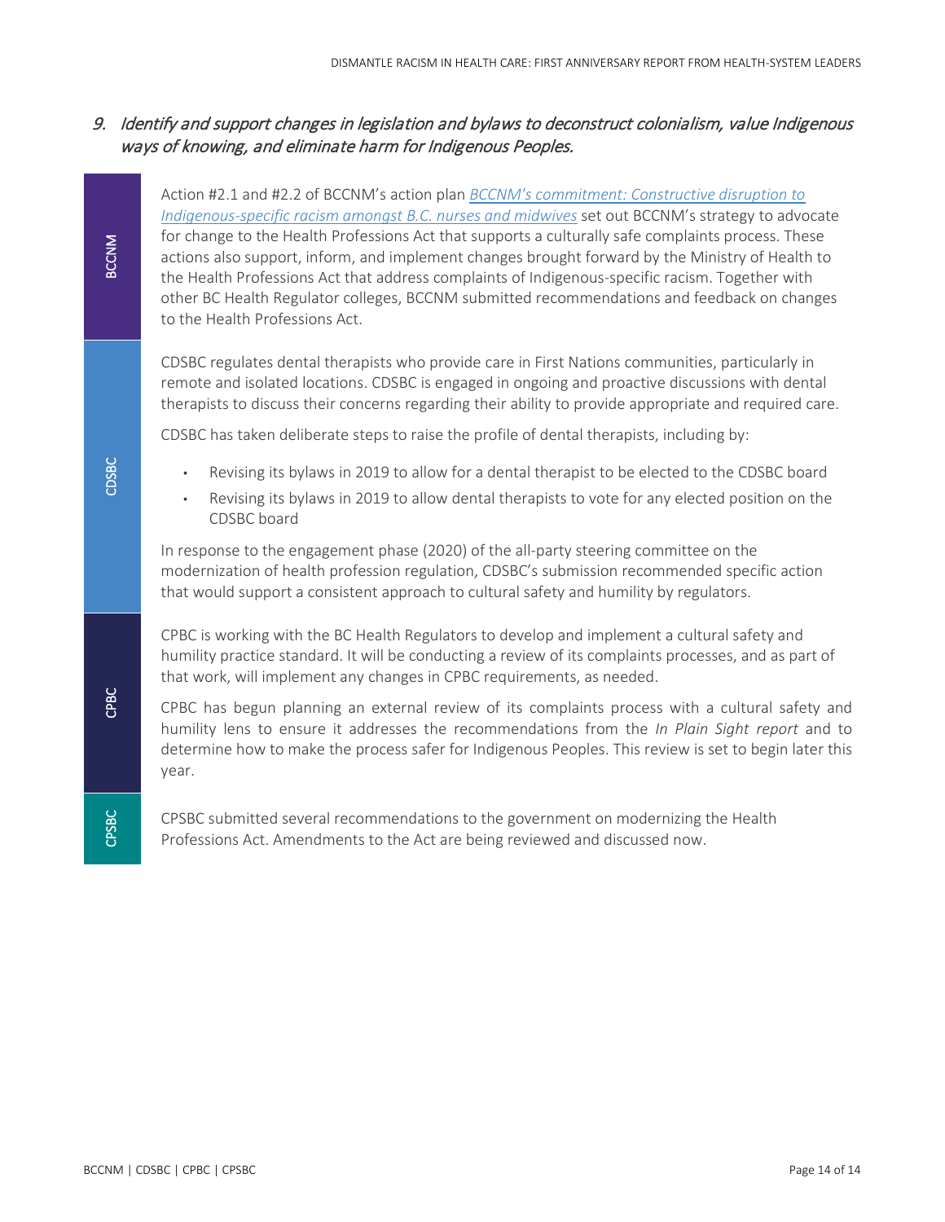## 9. *Identify and support changes in legislation and bylaws to deconstruct colonialism, value Indigenous ways of knowing, and eliminate harm for Indigenous Peoples.*

**BCCNM**

Action #2.1 and #2.2 of BCCNM's action plan [*BCCNM's commitment: Constructive disruption to Indigenous-specific racism amongst B.C. nurses and midwives*] set out BCCNM's strategy to advocate for change to the Health Professions Act that supports a culturally safe complaints process. These actions also support, inform, and implement changes brought forward by the Ministry of Health to the Health Professions Act that address complaints of Indigenous-specific racism. Together with other BC Health Regulator colleges, BCCNM submitted recommendations and feedback on changes to the Health Professions Act.

**CDSBC**

CDSBC regulates dental therapists who provide care in First Nations communities, particularly in remote and isolated locations. CDSBC is engaged in ongoing and proactive discussions with dental therapists to discuss their concerns regarding their ability to provide appropriate and required care.

CDSBC has taken deliberate steps to raise the profile of dental therapists, including by:

- Revising its bylaws in 2019 to allow for a dental therapist to be elected to the CDSBC board
- Revising its bylaws in 2019 to allow dental therapists to vote for any elected position on the CDSBC board

In response to the engagement phase (2020) of the all-party steering committee on the modernization of health profession regulation, CDSBC's submission recommended specific action that would support a consistent approach to cultural safety and humility by regulators.

**CPBC**

CPBC is working with the BC Health Regulators to develop and implement a cultural safety and humility practice standard. It will be conducting a review of its complaints processes, and as part of that work, will implement any changes in CPBC requirements, as needed.

CPBC has begun planning an external review of its complaints process with a cultural safety and humility lens to ensure it addresses the recommendations from the *In Plain Sight report* and to determine how to make the process safer for Indigenous Peoples. This review is set to begin later this year.

**CPSBC**

CPSBC submitted several recommendations to the government on modernizing the Health Professions Act. Amendments to the Act are being reviewed and discussed now.